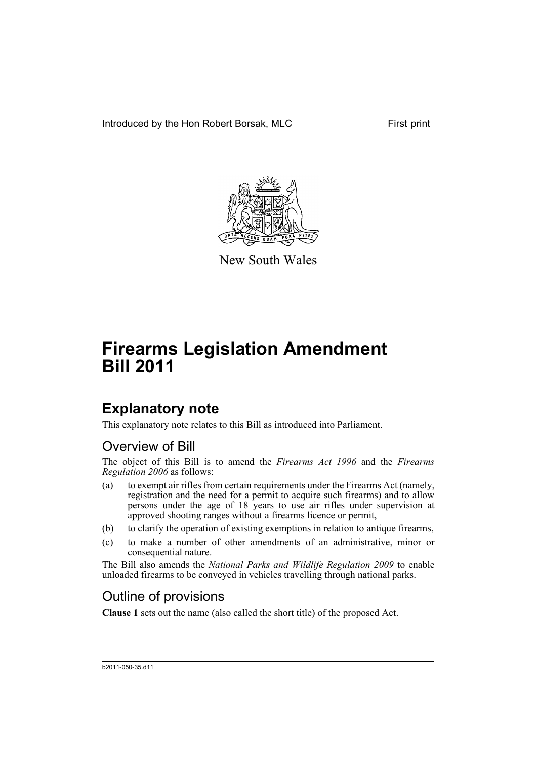Introduced by the Hon Robert Borsak, MLC First print

New South Wales

# Firearms Legislation Amendment Bill 2011

## Explanatory note

This explanatory note relates to this Bill as introduced into Parliament.

### Overview of Bill

The object of this Bill is to amend the *Firearms Act 1996* and the *Firearms Regulation 2006* as follows:

- (a) to exempt air rifles from certain requirements under the Firearms Act (namely, registration and the need for a permit to acquire such firearms) and to allow persons under the age of 18 years to use air rifles under supervision at approved shooting ranges without a firearms licence or permit,
- (b) to clarify the operation of existing exemptions in relation to antique firearms,
- (c) to make a number of other amendments of an administrative, minor or consequential nature.

The Bill also amends the *National Parks and Wildlife Regulation 2009* to enable unloaded firearms to be conveyed in vehicles travelling through national parks.

### Outline of provisions

**Clause 1** sets out the name (also called the short title) of the proposed Act.

b2011-050-35.d11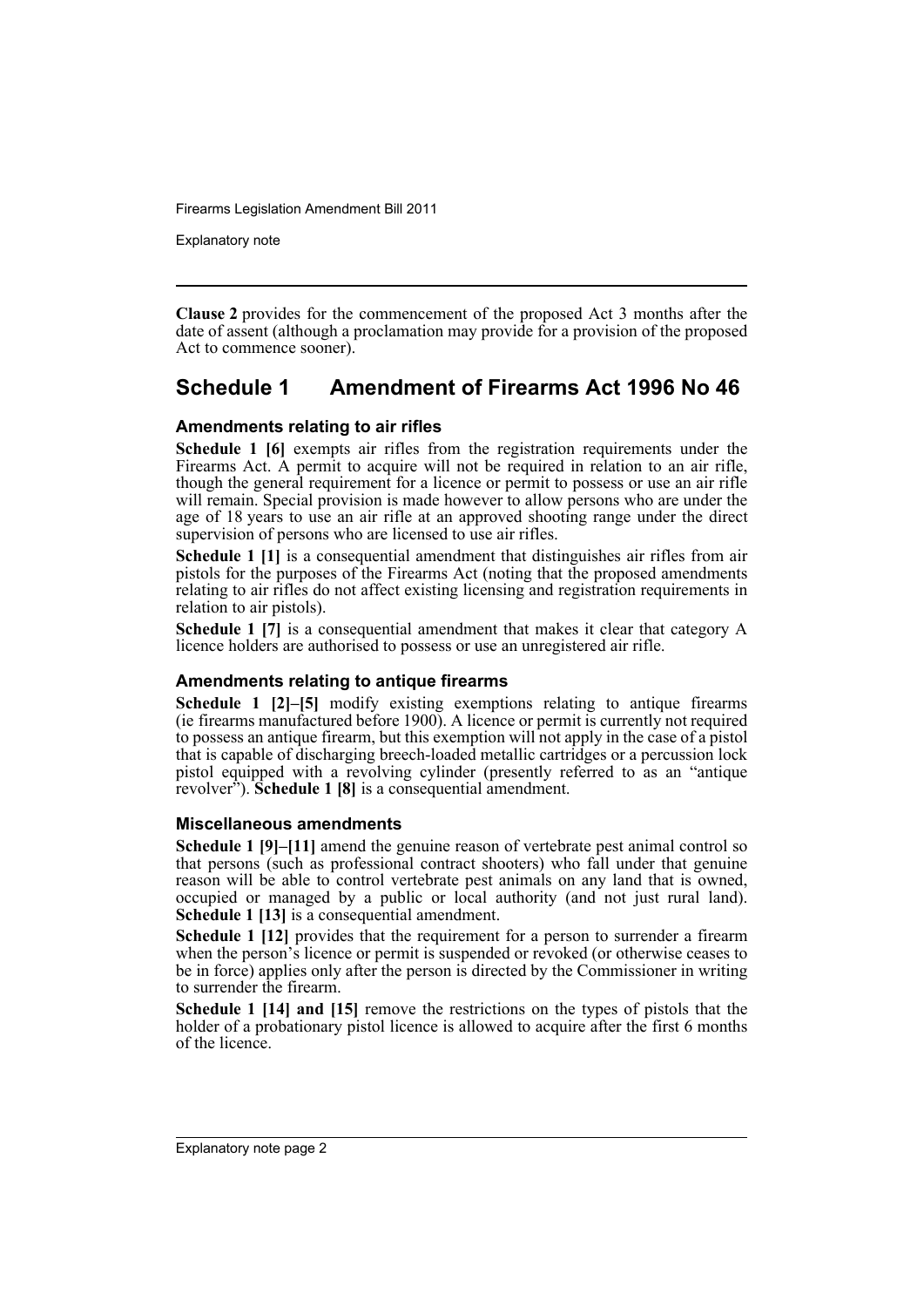**Clause 2** provides for the commencement of the proposed Act 3 months after the date of assent (although a proclamation may provide for a provision of the proposed Act to commence sooner).

## Schedule 1 Amendment of Firearms Act 1996 No 46

### Amendments relating to air rifles

**Schedule 1 [6]** exempts air rifles from the registration requirements under the Firearms Act. A permit to acquire will not be required in relation to an air rifle, though the general requirement for a licence or permit to possess or use an air rifle will remain. Special provision is made however to allow persons who are under the age of 18 years to use an air rifle at an approved shooting range under the direct supervision of persons who are licensed to use air rifles.

**Schedule 1 [1]** is a consequential amendment that distinguishes air rifles from air pistols for the purposes of the Firearms Act (noting that the proposed amendments relating to air rifles do not affect existing licensing and registration requirements in relation to air pistols).

**Schedule 1 [7]** is a consequential amendment that makes it clear that category A licence holders are authorised to possess or use an unregistered air rifle.

### Amendments relating to antique firearms

**Schedule 1 [2]–[5]** modify existing exemptions relating to antique firearms (ie firearms manufactured before 1900). A licence or permit is currently not required to possess an antique firearm, but this exemption will not apply in the case of a pistol that is capable of discharging breech-loaded metallic cartridges or a percussion lock pistol equipped with a revolving cylinder (presently referred to as an "antique revolver"). **Schedule 1 [8]** is a consequential amendment.

### Miscellaneous amendments

**Schedule 1 [9]–[11]** amend the genuine reason of vertebrate pest animal control so that persons (such as professional contract shooters) who fall under that genuine reason will be able to control vertebrate pest animals on any land that is owned, occupied or managed by a public or local authority (and not just rural land). **Schedule 1 [13]** is a consequential amendment.

**Schedule 1 [12]** provides that the requirement for a person to surrender a firearm when the person's licence or permit is suspended or revoked (or otherwise ceases to be in force) applies only after the person is directed by the Commissioner in writing to surrender the firearm.

**Schedule 1 [14] and [15]** remove the restrictions on the types of pistols that the holder of a probationary pistol licence is allowed to acquire after the first 6 months of the licence.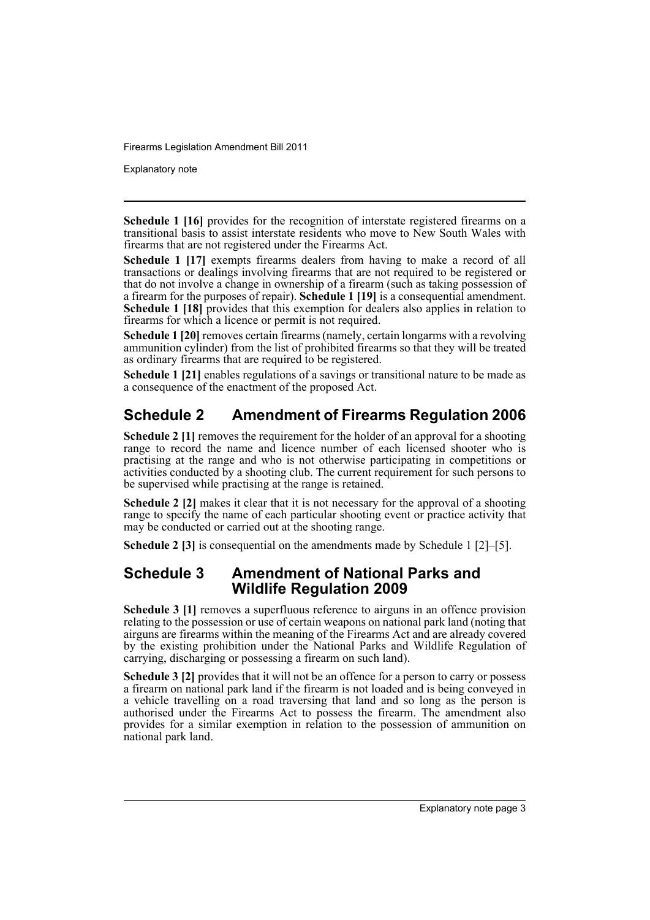**Schedule 1 [16]** provides for the recognition of interstate registered firearms on a transitional basis to assist interstate residents who move to New South Wales with firearms that are not registered under the Firearms Act.

**Schedule 1 [17]** exempts firearms dealers from having to make a record of all transactions or dealings involving firearms that are not required to be registered or that do not involve a change in ownership of a firearm (such as taking possession of a firearm for the purposes of repair). **Schedule 1 [19]** is a consequential amendment. **Schedule 1 [18]** provides that this exemption for dealers also applies in relation to firearms for which a licence or permit is not required.

**Schedule 1 [20]** removes certain firearms (namely, certain longarms with a revolving ammunition cylinder) from the list of prohibited firearms so that they will be treated as ordinary firearms that are required to be registered.

**Schedule 1 [21]** enables regulations of a savings or transitional nature to be made as a consequence of the enactment of the proposed Act.

## Schedule 2 Amendment of Firearms Regulation 2006

**Schedule 2 [1]** removes the requirement for the holder of an approval for a shooting range to record the name and licence number of each licensed shooter who is practising at the range and who is not otherwise participating in competitions or activities conducted by a shooting club. The current requirement for such persons to be supervised while practising at the range is retained.

**Schedule 2 [2]** makes it clear that it is not necessary for the approval of a shooting range to specify the name of each particular shooting event or practice activity that may be conducted or carried out at the shooting range.

**Schedule 2 [3]** is consequential on the amendments made by Schedule 1 [2]–[5].

## Schedule 3 Amendment of National Parks and Wildlife Regulation 2009

**Schedule 3 [1]** removes a superfluous reference to airguns in an offence provision relating to the possession or use of certain weapons on national park land (noting that airguns are firearms within the meaning of the Firearms Act and are already covered by the existing prohibition under the National Parks and Wildlife Regulation of carrying, discharging or possessing a firearm on such land).

**Schedule 3 [2]** provides that it will not be an offence for a person to carry or possess a firearm on national park land if the firearm is not loaded and is being conveyed in a vehicle travelling on a road traversing that land and so long as the person is authorised under the Firearms Act to possess the firearm. The amendment also provides for a similar exemption in relation to the possession of ammunition on national park land.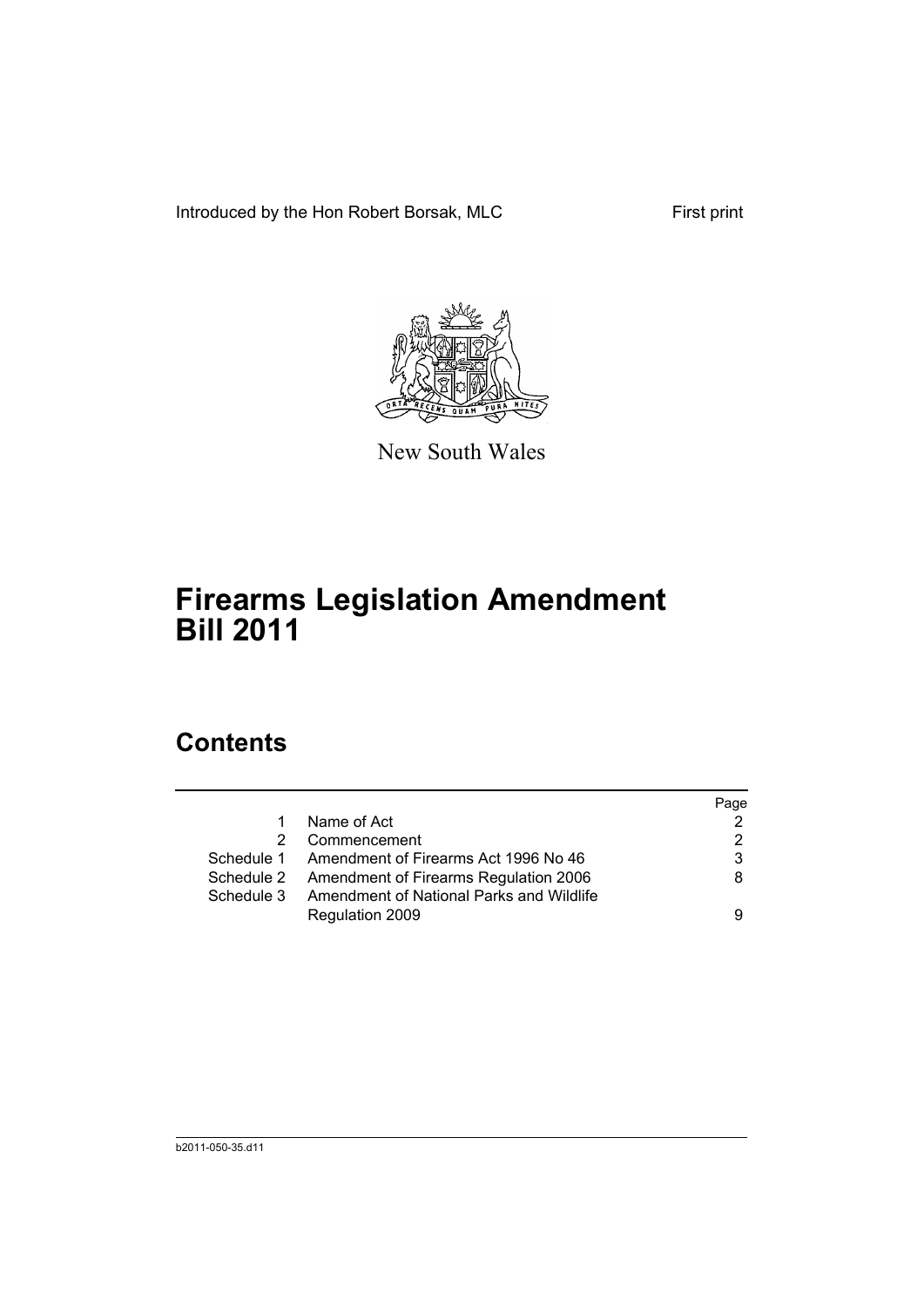Introduced by the Hon Robert Borsak, MLC    First print

New South Wales

# Firearms Legislation Amendment Bill 2011

## Contents

| | | Page |
|---|---|---|
| 1 | Name of Act | 2 |
| 2 | Commencement | 2 |
| Schedule 1 | Amendment of Firearms Act 1996 No 46 | 3 |
| Schedule 2 | Amendment of Firearms Regulation 2006 | 8 |
| Schedule 3 | Amendment of National Parks and Wildlife Regulation 2009 | 9 |

b2011-050-35.d11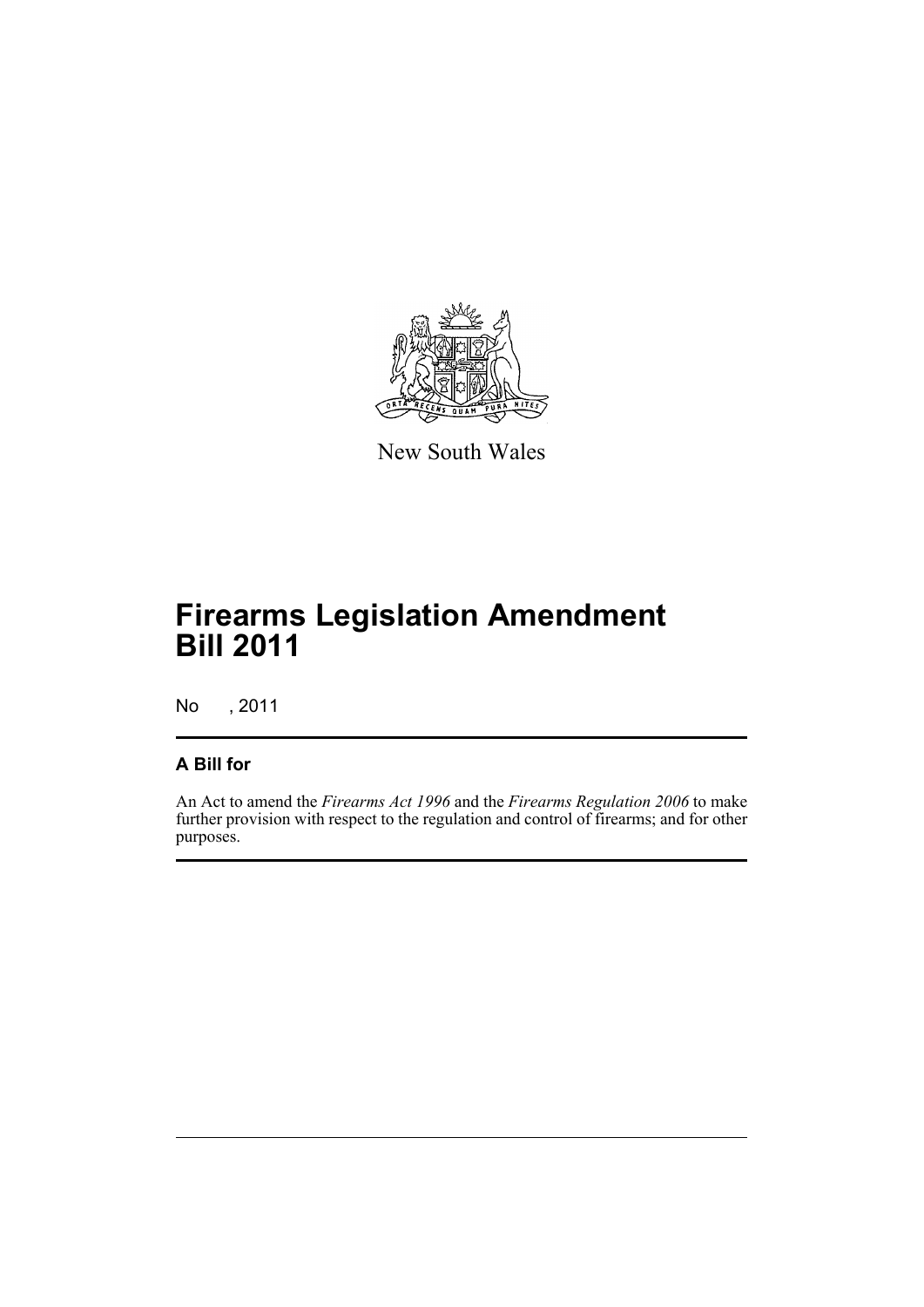New South Wales

# Firearms Legislation Amendment Bill 2011

No , 2011

## A Bill for

An Act to amend the *Firearms Act 1996* and the *Firearms Regulation 2006* to make further provision with respect to the regulation and control of firearms; and for other purposes.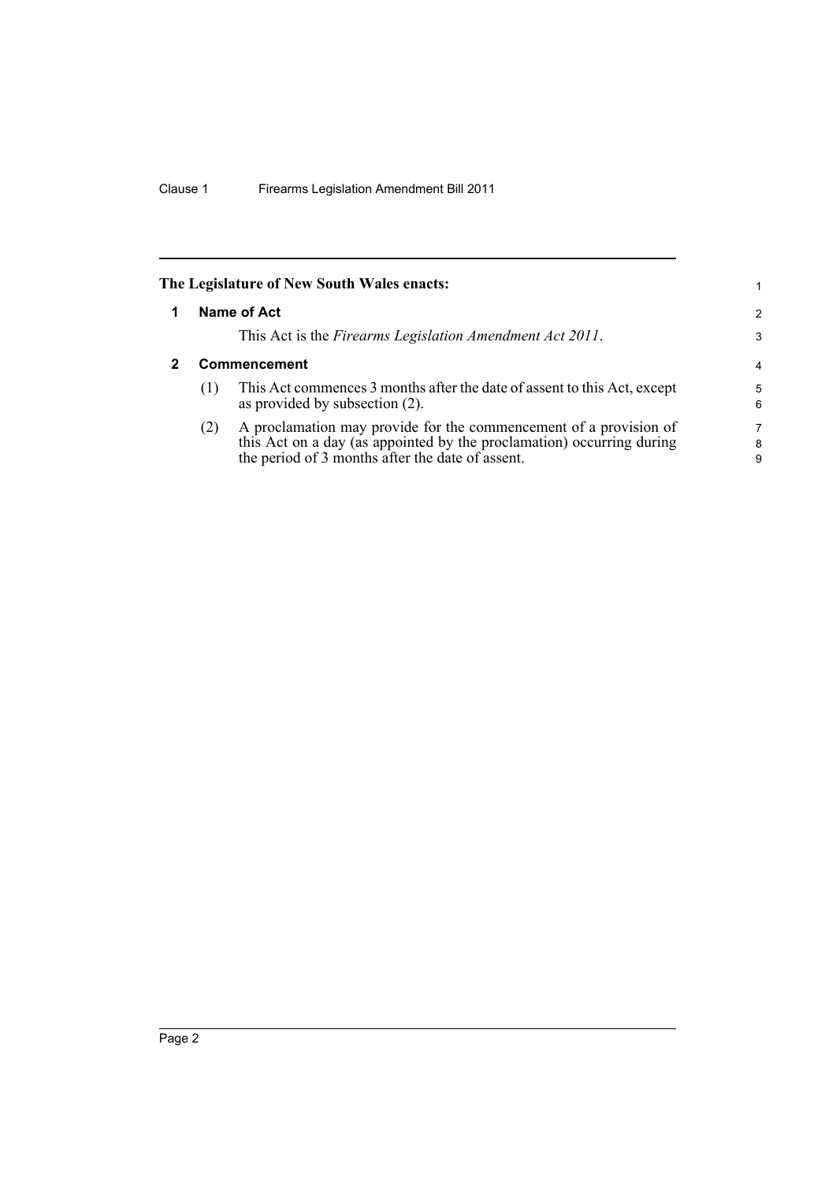**The Legislature of New South Wales enacts:**

## 1 Name of Act

This Act is the *Firearms Legislation Amendment Act 2011*.

## 2 Commencement

(1) This Act commences 3 months after the date of assent to this Act, except as provided by subsection (2).

(2) A proclamation may provide for the commencement of a provision of this Act on a day (as appointed by the proclamation) occurring during the period of 3 months after the date of assent.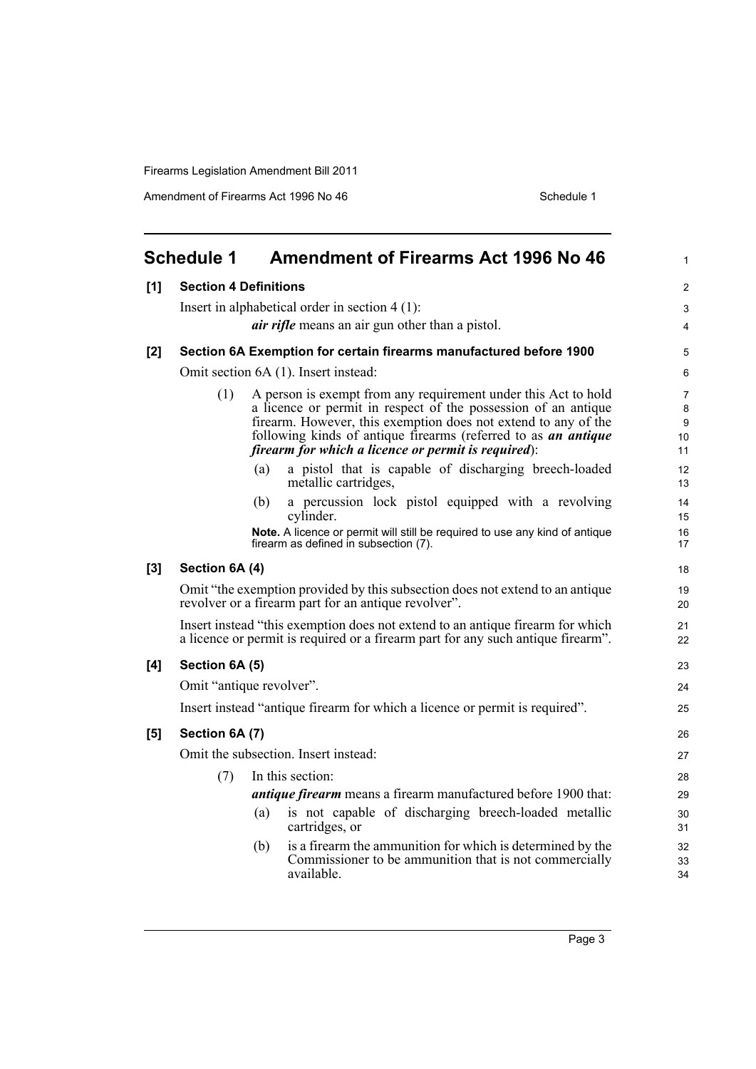## Schedule 1 Amendment of Firearms Act 1996 No 46

**[1] Section 4 Definitions**

Insert in alphabetical order in section 4 (1):

> ***air rifle*** means an air gun other than a pistol.

**[2] Section 6A Exemption for certain firearms manufactured before 1900**

Omit section 6A (1). Insert instead:

> (1) A person is exempt from any requirement under this Act to hold a licence or permit in respect of the possession of an antique firearm. However, this exemption does not extend to any of the following kinds of antique firearms (referred to as ***an antique firearm for which a licence or permit is required***):
>
> (a) a pistol that is capable of discharging breech-loaded metallic cartridges,
>
> (b) a percussion lock pistol equipped with a revolving cylinder.
>
> **Note.** A licence or permit will still be required to use any kind of antique firearm as defined in subsection (7).

**[3] Section 6A (4)**

Omit "the exemption provided by this subsection does not extend to an antique revolver or a firearm part for an antique revolver".

Insert instead "this exemption does not extend to an antique firearm for which a licence or permit is required or a firearm part for any such antique firearm".

**[4] Section 6A (5)**

Omit "antique revolver".

Insert instead "antique firearm for which a licence or permit is required".

**[5] Section 6A (7)**

Omit the subsection. Insert instead:

> (7) In this section:
>
> ***antique firearm*** means a firearm manufactured before 1900 that:
>
> (a) is not capable of discharging breech-loaded metallic cartridges, or
>
> (b) is a firearm the ammunition for which is determined by the Commissioner to be ammunition that is not commercially available.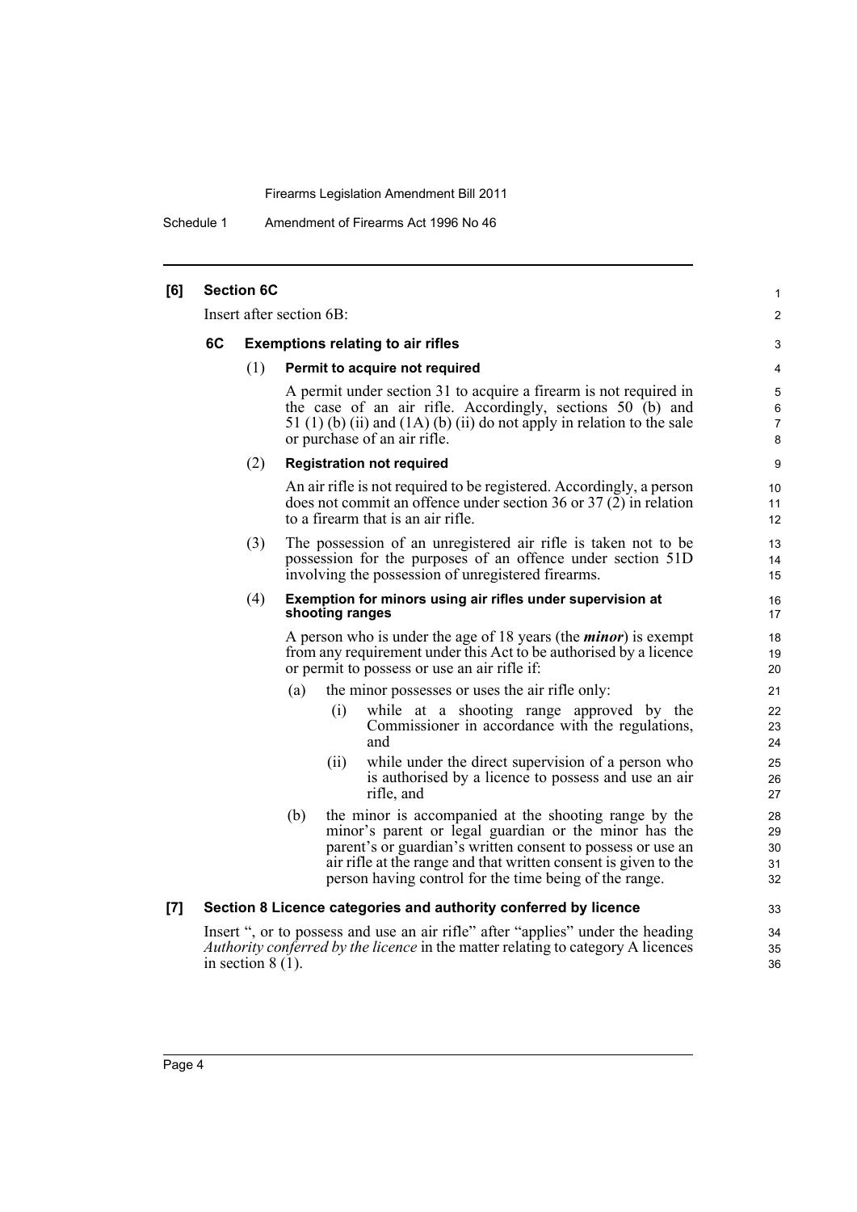**[6] Section 6C**

Insert after section 6B:

**6C Exemptions relating to air rifles**

(1) **Permit to acquire not required**

A permit under section 31 to acquire a firearm is not required in the case of an air rifle. Accordingly, sections 50 (b) and 51 (1) (b) (ii) and (1A) (b) (ii) do not apply in relation to the sale or purchase of an air rifle.

(2) **Registration not required**

An air rifle is not required to be registered. Accordingly, a person does not commit an offence under section 36 or 37 (2) in relation to a firearm that is an air rifle.

(3) The possession of an unregistered air rifle is taken not to be possession for the purposes of an offence under section 51D involving the possession of unregistered firearms.

(4) **Exemption for minors using air rifles under supervision at shooting ranges**

A person who is under the age of 18 years (the ***minor***) is exempt from any requirement under this Act to be authorised by a licence or permit to possess or use an air rifle if:

(a) the minor possesses or uses the air rifle only:

(i) while at a shooting range approved by the Commissioner in accordance with the regulations, and

(ii) while under the direct supervision of a person who is authorised by a licence to possess and use an air rifle, and

(b) the minor is accompanied at the shooting range by the minor's parent or legal guardian or the minor has the parent's or guardian's written consent to possess or use an air rifle at the range and that written consent is given to the person having control for the time being of the range.

**[7] Section 8 Licence categories and authority conferred by licence**

Insert ", or to possess and use an air rifle" after "applies" under the heading *Authority conferred by the licence* in the matter relating to category A licences in section 8 (1).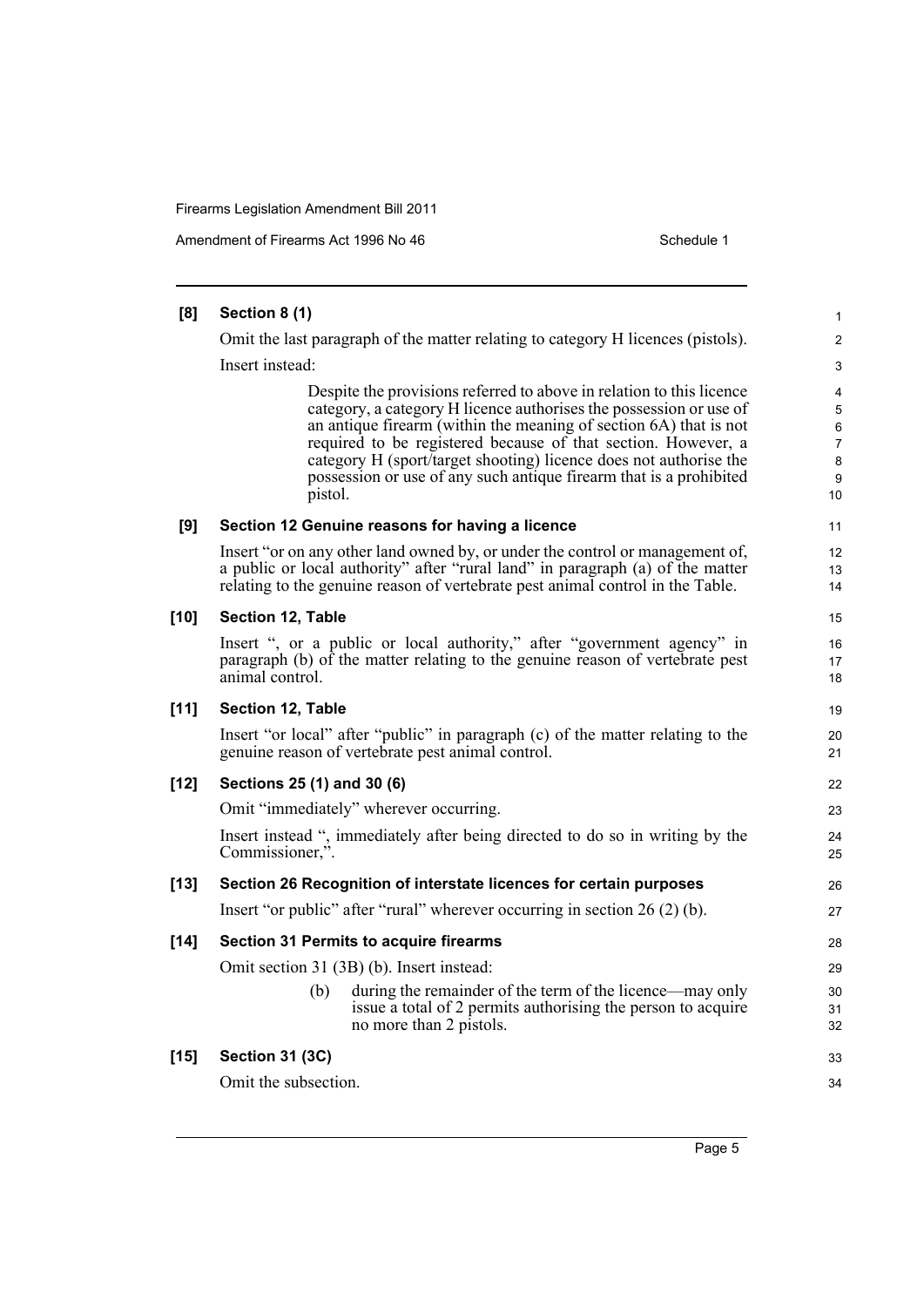**[8] Section 8 (1)**

Omit the last paragraph of the matter relating to category H licences (pistols).

Insert instead:

> Despite the provisions referred to above in relation to this licence category, a category H licence authorises the possession or use of an antique firearm (within the meaning of section 6A) that is not required to be registered because of that section. However, a category H (sport/target shooting) licence does not authorise the possession or use of any such antique firearm that is a prohibited pistol.

**[9] Section 12 Genuine reasons for having a licence**

Insert "or on any other land owned by, or under the control or management of, a public or local authority" after "rural land" in paragraph (a) of the matter relating to the genuine reason of vertebrate pest animal control in the Table.

**[10] Section 12, Table**

Insert ", or a public or local authority," after "government agency" in paragraph (b) of the matter relating to the genuine reason of vertebrate pest animal control.

**[11] Section 12, Table**

Insert "or local" after "public" in paragraph (c) of the matter relating to the genuine reason of vertebrate pest animal control.

**[12] Sections 25 (1) and 30 (6)**

Omit "immediately" wherever occurring.

Insert instead ", immediately after being directed to do so in writing by the Commissioner,".

**[13] Section 26 Recognition of interstate licences for certain purposes**

Insert "or public" after "rural" wherever occurring in section 26 (2) (b).

**[14] Section 31 Permits to acquire firearms**

Omit section 31 (3B) (b). Insert instead:

> (b) during the remainder of the term of the licence—may only issue a total of 2 permits authorising the person to acquire no more than 2 pistols.

**[15] Section 31 (3C)**

Omit the subsection.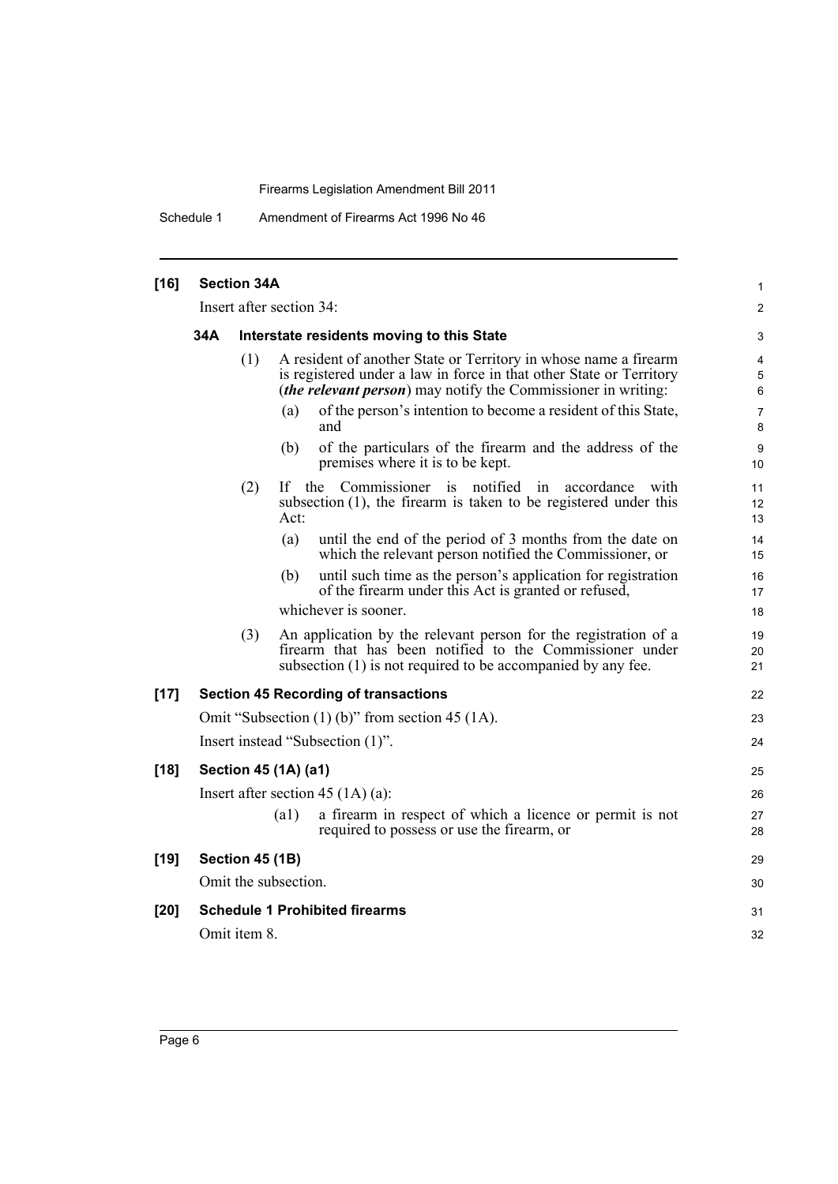**[16] Section 34A**

Insert after section 34:

**34A Interstate residents moving to this State**

(1) A resident of another State or Territory in whose name a firearm is registered under a law in force in that other State or Territory (***the relevant person***) may notify the Commissioner in writing:

(a) of the person's intention to become a resident of this State, and

(b) of the particulars of the firearm and the address of the premises where it is to be kept.

(2) If the Commissioner is notified in accordance with subsection (1), the firearm is taken to be registered under this Act:

(a) until the end of the period of 3 months from the date on which the relevant person notified the Commissioner, or

(b) until such time as the person's application for registration of the firearm under this Act is granted or refused,

whichever is sooner.

(3) An application by the relevant person for the registration of a firearm that has been notified to the Commissioner under subsection (1) is not required to be accompanied by any fee.

**[17] Section 45 Recording of transactions**

Omit "Subsection (1) (b)" from section 45 (1A).

Insert instead "Subsection (1)".

**[18] Section 45 (1A) (a1)**

Insert after section 45 (1A) (a):

(a1) a firearm in respect of which a licence or permit is not required to possess or use the firearm, or

**[19] Section 45 (1B)**

Omit the subsection.

**[20] Schedule 1 Prohibited firearms**

Omit item 8.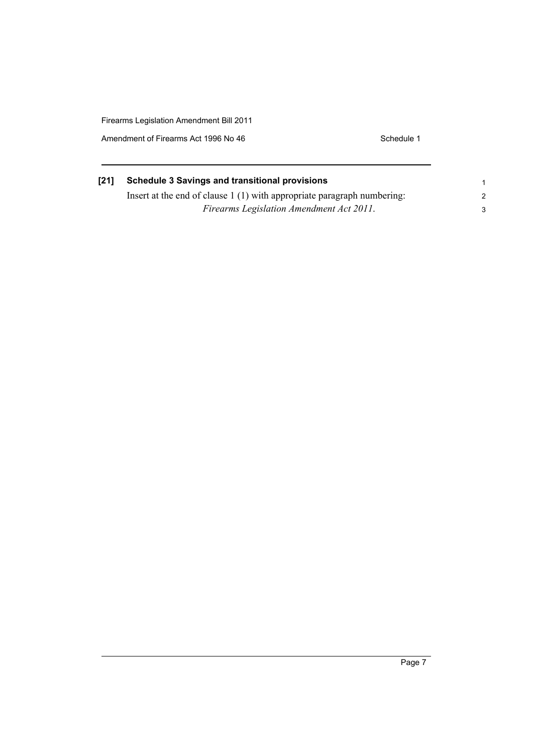**[21] Schedule 3 Savings and transitional provisions**

Insert at the end of clause 1 (1) with appropriate paragraph numbering:

*Firearms Legislation Amendment Act 2011*.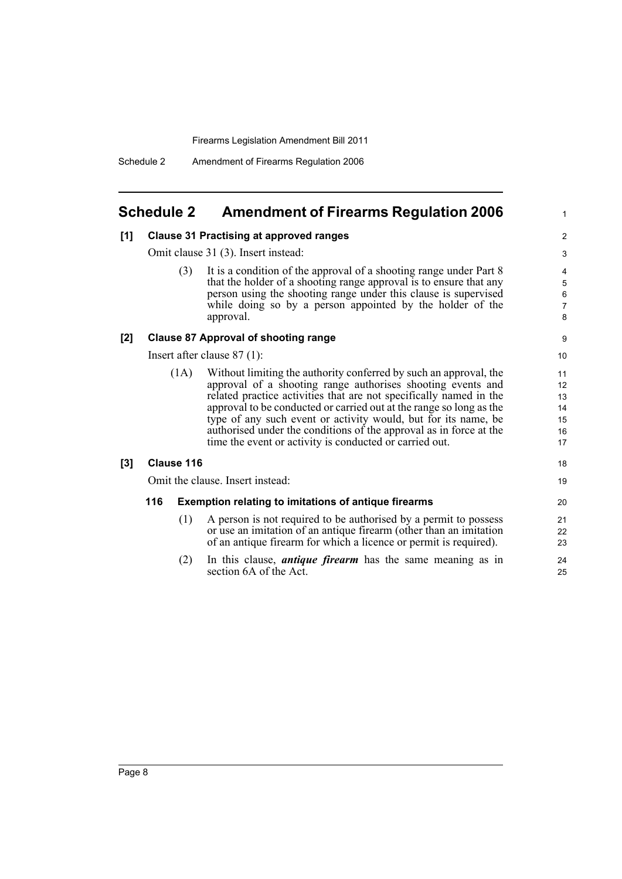## Schedule 2 Amendment of Firearms Regulation 2006

**[1] Clause 31 Practising at approved ranges**

Omit clause 31 (3). Insert instead:

(3) It is a condition of the approval of a shooting range under Part 8 that the holder of a shooting range approval is to ensure that any person using the shooting range under this clause is supervised while doing so by a person appointed by the holder of the approval.

**[2] Clause 87 Approval of shooting range**

Insert after clause 87 (1):

(1A) Without limiting the authority conferred by such an approval, the approval of a shooting range authorises shooting events and related practice activities that are not specifically named in the approval to be conducted or carried out at the range so long as the type of any such event or activity would, but for its name, be authorised under the conditions of the approval as in force at the time the event or activity is conducted or carried out.

**[3] Clause 116**

Omit the clause. Insert instead:

**116 Exemption relating to imitations of antique firearms**

(1) A person is not required to be authorised by a permit to possess or use an imitation of an antique firearm (other than an imitation of an antique firearm for which a licence or permit is required).

(2) In this clause, ***antique firearm*** has the same meaning as in section 6A of the Act.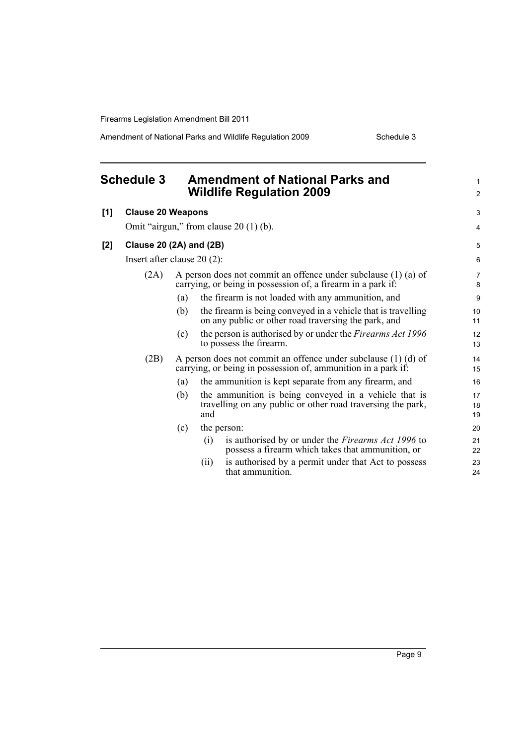## Schedule 3 Amendment of National Parks and Wildlife Regulation 2009

**[1] Clause 20 Weapons**

Omit "airgun," from clause 20 (1) (b).

**[2] Clause 20 (2A) and (2B)**

Insert after clause 20 (2):

(2A) A person does not commit an offence under subclause (1) (a) of carrying, or being in possession of, a firearm in a park if:

(a) the firearm is not loaded with any ammunition, and

(b) the firearm is being conveyed in a vehicle that is travelling on any public or other road traversing the park, and

(c) the person is authorised by or under the *Firearms Act 1996* to possess the firearm.

(2B) A person does not commit an offence under subclause (1) (d) of carrying, or being in possession of, ammunition in a park if:

(a) the ammunition is kept separate from any firearm, and

(b) the ammunition is being conveyed in a vehicle that is travelling on any public or other road traversing the park, and

(c) the person:

(i) is authorised by or under the *Firearms Act 1996* to possess a firearm which takes that ammunition, or

(ii) is authorised by a permit under that Act to possess that ammunition.